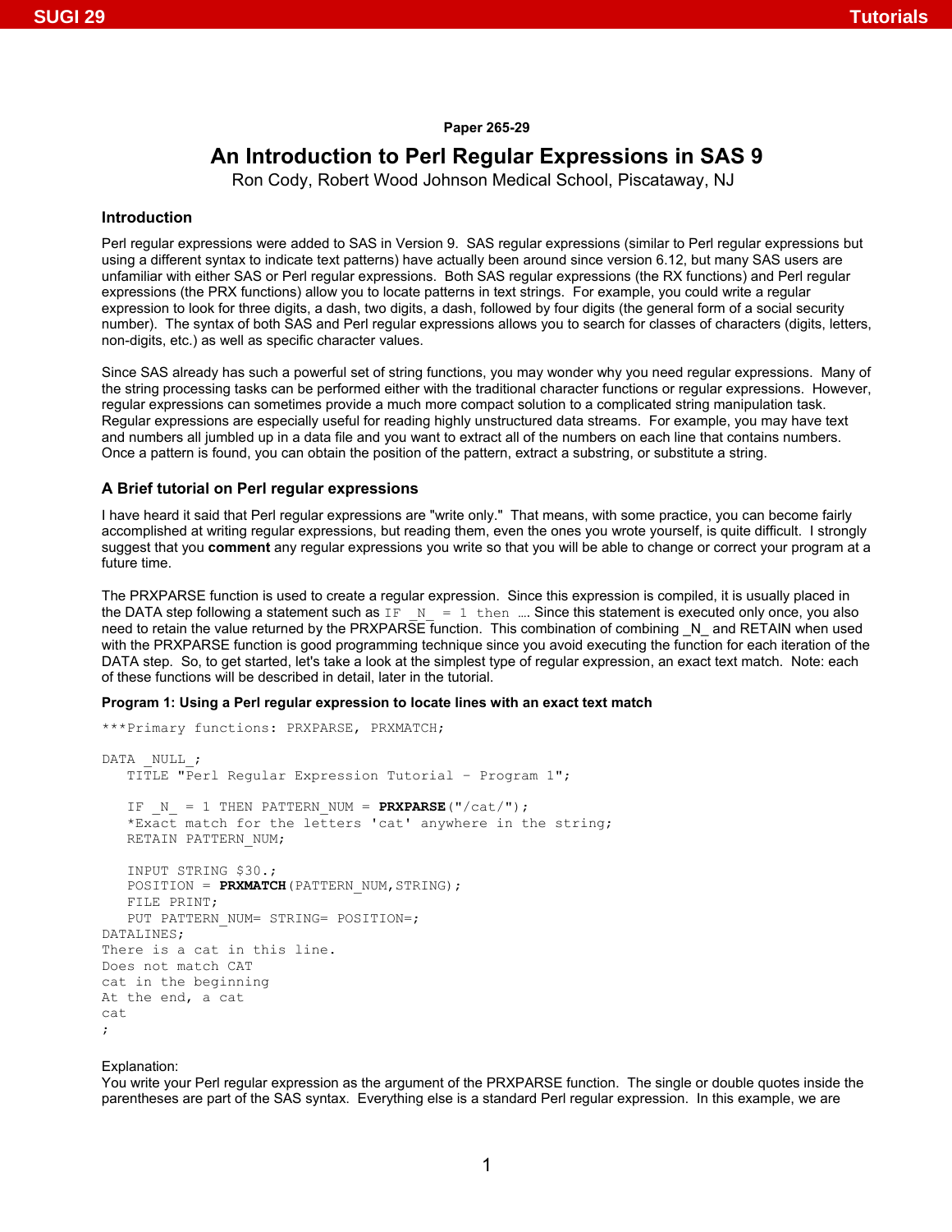Paper 265-29

# An Introduction to Perl Regular Expressions in SAS 9

Ron Cody, Robert Wood Johnson Medical School, Piscataway, NJ

## Introduction

Perl regular expressions were added to SAS in Version 9. SAS regular expressions (similar to Perl regular expressions but using a different syntax to indicate text patterns) have actually been around since version 6.12, but many SAS users are unfamiliar with either SAS or Perl regular expressions. Both SAS regular expressions (the RX functions) and Perl regular expressions (the PRX functions) allow you to locate patterns in text strings. For example, you could write a regular expression to look for three digits, a dash, two digits, a dash, followed by four digits (the general form of a social security number). The syntax of both SAS and Perl regular expressions allows you to search for classes of characters (digits, letters, non-digits, etc.) as well as specific character values.

Since SAS already has such a powerful set of string functions, you may wonder why you need regular expressions. Many of the string processing tasks can be performed either with the traditional character functions or regular expressions. However, regular expressions can sometimes provide a much more compact solution to a complicated string manipulation task. Regular expressions are especially useful for reading highly unstructured data streams. For example, you may have text and numbers all jumbled up in a data file and you want to extract all of the numbers on each line that contains numbers. Once a pattern is found, you can obtain the position of the pattern, extract a substring, or substitute a string.

## A Brief tutorial on Perl regular expressions

I have heard it said that Perl regular expressions are "write only." That means, with some practice, you can become fairly accomplished at writing regular expressions, but reading them, even the ones you wrote yourself, is quite difficult. I strongly suggest that you **comment** any regular expressions you write so that you will be able to change or correct your program at a future time.

The PRXPARSE function is used to create a regular expression. Since this expression is compiled, it is usually placed in the DATA step following a statement such as `IF _N_ = 1 then ….` Since this statement is executed only once, you also need to retain the value returned by the PRXPARSE function. This combination of combining _N_ and RETAIN when used with the PRXPARSE function is good programming technique since you avoid executing the function for each iteration of the DATA step. So, to get started, let's take a look at the simplest type of regular expression, an exact text match. Note: each of these functions will be described in detail, later in the tutorial.

**Program 1: Using a Perl regular expression to locate lines with an exact text match**

```
***Primary functions: PRXPARSE, PRXMATCH;

DATA _NULL_;
   TITLE "Perl Regular Expression Tutorial – Program 1";

   IF _N_ = 1 THEN PATTERN_NUM = PRXPARSE("/cat/");
   *Exact match for the letters 'cat' anywhere in the string;
   RETAIN PATTERN_NUM;

   INPUT STRING $30.;
   POSITION = PRXMATCH(PATTERN_NUM,STRING);
   FILE PRINT;
   PUT PATTERN_NUM= STRING= POSITION=;
DATALINES;
There is a cat in this line.
Does not match CAT
cat in the beginning
At the end, a cat
cat
;
```

Explanation:
You write your Perl regular expression as the argument of the PRXPARSE function. The single or double quotes inside the parentheses are part of the SAS syntax. Everything else is a standard Perl regular expression. In this example, we are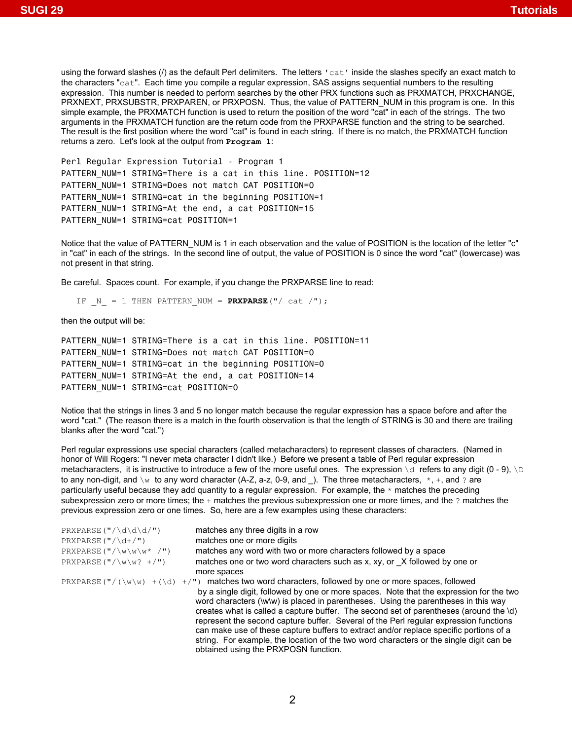using the forward slashes (/) as the default Perl delimiters. The letters `'cat'` inside the slashes specify an exact match to the characters "cat". Each time you compile a regular expression, SAS assigns sequential numbers to the resulting expression. This number is needed to perform searches by the other PRX functions such as PRXMATCH, PRXCHANGE, PRXNEXT, PRXSUBSTR, PRXPAREN, or PRXPOSN. Thus, the value of PATTERN_NUM in this program is one. In this simple example, the PRXMATCH function is used to return the position of the word "cat" in each of the strings. The two arguments in the PRXMATCH function are the return code from the PRXPARSE function and the string to be searched. The result is the first position where the word "cat" is found in each string. If there is no match, the PRXMATCH function returns a zero. Let's look at the output from **Program 1**:

```
Perl Regular Expression Tutorial - Program 1
PATTERN_NUM=1 STRING=There is a cat in this line. POSITION=12
PATTERN_NUM=1 STRING=Does not match CAT POSITION=0
PATTERN_NUM=1 STRING=cat in the beginning POSITION=1
PATTERN_NUM=1 STRING=At the end, a cat POSITION=15
PATTERN_NUM=1 STRING=cat POSITION=1
```

Notice that the value of PATTERN_NUM is 1 in each observation and the value of POSITION is the location of the letter "c" in "cat" in each of the strings. In the second line of output, the value of POSITION is 0 since the word "cat" (lowercase) was not present in that string.

Be careful. Spaces count. For example, if you change the PRXPARSE line to read:

```
IF _N_ = 1 THEN PATTERN_NUM = PRXPARSE("/ cat /");
```

then the output will be:

```
PATTERN_NUM=1 STRING=There is a cat in this line. POSITION=11
PATTERN_NUM=1 STRING=Does not match CAT POSITION=0
PATTERN_NUM=1 STRING=cat in the beginning POSITION=0
PATTERN_NUM=1 STRING=At the end, a cat POSITION=14
PATTERN_NUM=1 STRING=cat POSITION=0
```

Notice that the strings in lines 3 and 5 no longer match because the regular expression has a space before and after the word "cat." (The reason there is a match in the fourth observation is that the length of STRING is 30 and there are trailing blanks after the word "cat.")

Perl regular expressions use special characters (called metacharacters) to represent classes of characters. (Named in honor of Will Rogers: "I never meta character I didn't like.) Before we present a table of Perl regular expression metacharacters, it is instructive to introduce a few of the more useful ones. The expression `\d` refers to any digit (0 - 9), `\D` to any non-digit, and `\w` to any word character (A-Z, a-z, 0-9, and _). The three metacharacters, `*`, `+`, and `?` are particularly useful because they add quantity to a regular expression. For example, the `*` matches the preceding subexpression zero or more times; the `+` matches the previous subexpression one or more times, and the `?` matches the previous expression zero or one times. So, here are a few examples using these characters:

| | |
|---|---|
| `PRXPARSE("/\d\d\d/")` | matches any three digits in a row |
| `PRXPARSE("/\d+/")` | matches one or more digits |
| `PRXPARSE("/\w\w\w* /")` | matches any word with two or more characters followed by a space |
| `PRXPARSE("/\w\w? +/")` | matches one or two word characters such as x, xy, or _X followed by one or more spaces |
| `PRXPARSE("/(\w\w) +(\d) +/")` | matches two word characters, followed by one or more spaces, followed by a single digit, followed by one or more spaces. Note that the expression for the two word characters (\w\w) is placed in parentheses. Using the parentheses in this way creates what is called a capture buffer. The second set of parentheses (around the \d) represent the second capture buffer. Several of the Perl regular expression functions can make use of these capture buffers to extract and/or replace specific portions of a string. For example, the location of the two word characters or the single digit can be obtained using the PRXPOSN function. |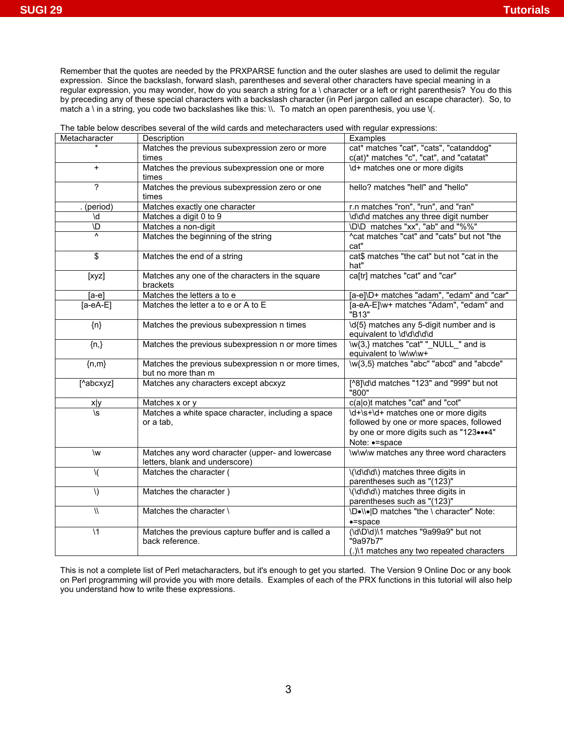Remember that the quotes are needed by the PRXPARSE function and the outer slashes are used to delimit the regular expression. Since the backslash, forward slash, parentheses and several other characters have special meaning in a regular expression, you may wonder, how do you search a string for a \ character or a left or right parenthesis? You do this by preceding any of these special characters with a backslash character (in Perl jargon called an escape character). So, to match a \ in a string, you code two backslashes like this: \\. To match an open parenthesis, you use \(.

The table below describes several of the wild cards and metecharacters used with regular expressions:

| Metacharacter | Description | Examples |
|---|---|---|
| * | Matches the previous subexpression zero or more times | cat* matches "cat", "cats", "catanddog"<br>c(at)* matches "c", "cat", and "catatat" |
| + | Matches the previous subexpression one or more times | \d+ matches one or more digits |
| ? | Matches the previous subexpression zero or one times | hello? matches "hell" and "hello" |
| . (period) | Matches exactly one character | r.n matches "ron", "run", and "ran" |
| \d | Matches a digit 0 to 9 | \d\d\d matches any three digit number |
| \D | Matches a non-digit | \D\D matches "xx", "ab" and "%%" |
| ^ | Matches the beginning of the string | ^cat matches "cat" and "cats" but not "the cat" |
| $ | Matches the end of a string | cat$ matches "the cat" but not "cat in the hat" |
| [xyz] | Matches any one of the characters in the square brackets | ca[tr] matches "cat" and "car" |
| [a-e] | Matches the letters a to e | [a-e]\D+ matches "adam", "edam" and "car" |
| [a-eA-E] | Matches the letter a to e or A to E | [a-eA-E]\w+ matches "Adam", "edam" and "B13" |
| {n} | Matches the previous subexpression n times | \d{5} matches any 5-digit number and is equivalent to \d\d\d\d\d |
| {n,} | Matches the previous subexpression n or more times | \w{3,} matches "cat" "_NULL_" and is equivalent to \w\w\w+ |
| {n,m} | Matches the previous subexpression n or more times, but no more than m | \w{3,5} matches "abc" "abcd" and "abcde" |
| [^abcxyz] | Matches any characters except abcxyz | [^8]\d\d matches "123" and "999" but not "800" |
| x\|y | Matches x or y | c(a\|o)t matches "cat" and "cot" |
| \s | Matches a white space character, including a space or a tab, | \d+\s+\d+ matches one or more digits followed by one or more spaces, followed by one or more digits such as "123•••4"<br>Note: •=space |
| \w | Matches any word character (upper- and lowercase letters, blank and underscore) | \w\w\w matches any three word characters |
| \( | Matches the character ( | \(\d\d\d\) matches three digits in parentheses such as "(123)" |
| \) | Matches the character ) | \(\d\d\d\) matches three digits in parentheses such as "(123)" |
| \\ | Matches the character \ | \D•\\•\|D matches "the \ character" Note: •=space |
| \1 | Matches the previous capture buffer and is called a back reference. | (\d\D\d)\1 matches "9a99a9" but not "9a97b7"<br>(.)\1 matches any two repeated characters |

This is not a complete list of Perl metacharacters, but it's enough to get you started. The Version 9 Online Doc or any book on Perl programming will provide you with more details. Examples of each of the PRX functions in this tutorial will also help you understand how to write these expressions.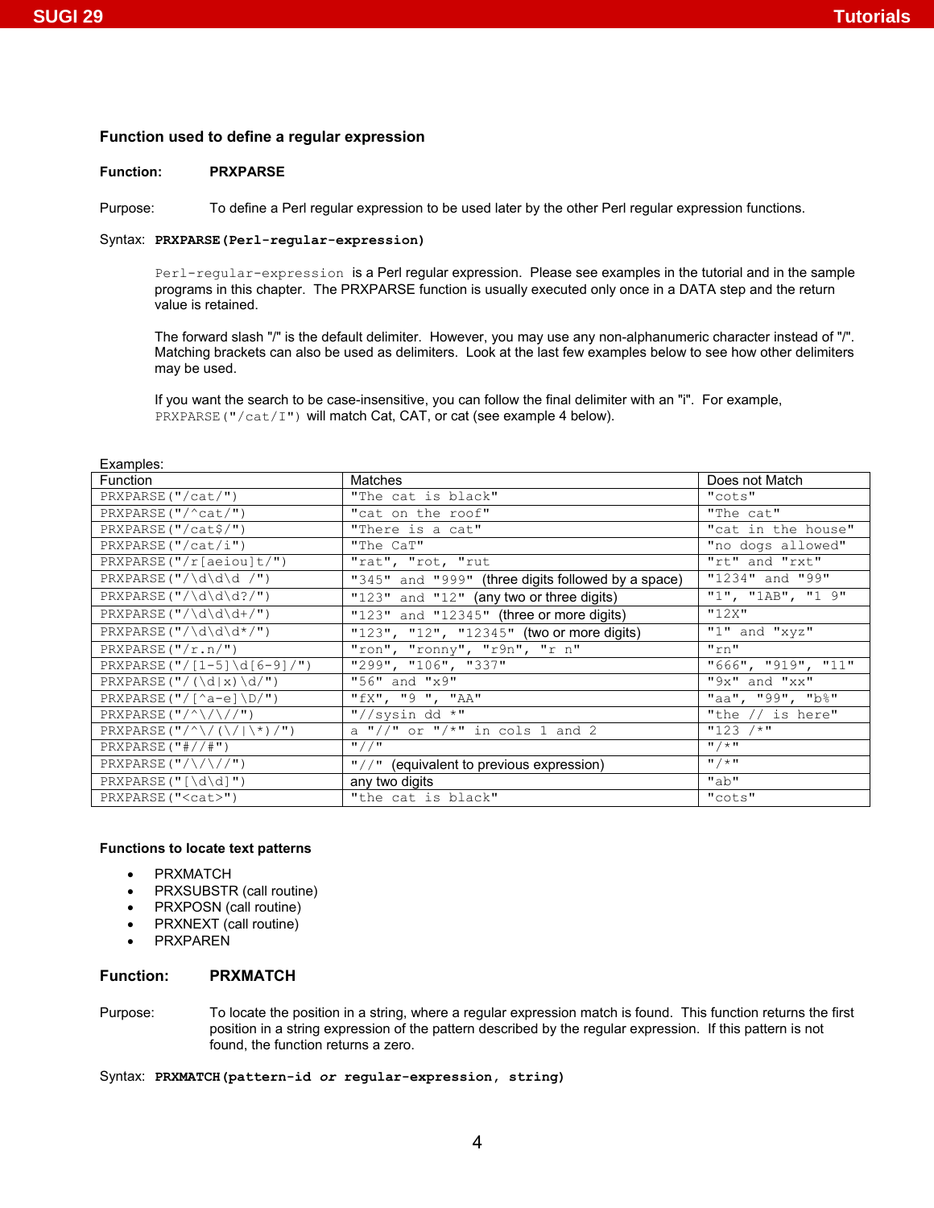### Function used to define a regular expression

**Function:** **PRXPARSE**

Purpose: To define a Perl regular expression to be used later by the other Perl regular expression functions.

Syntax: **`PRXPARSE(Perl-regular-expression)`**

`Perl-regular-expression` is a Perl regular expression. Please see examples in the tutorial and in the sample programs in this chapter. The PRXPARSE function is usually executed only once in a DATA step and the return value is retained.

The forward slash "/" is the default delimiter. However, you may use any non-alphanumeric character instead of "/". Matching brackets can also be used as delimiters. Look at the last few examples below to see how other delimiters may be used.

If you want the search to be case-insensitive, you can follow the final delimiter with an "i". For example, `PRXPARSE("/cat/I")` will match Cat, CAT, or cat (see example 4 below).

Examples:

| Function | Matches | Does not Match |
|---|---|---|
| `PRXPARSE("/cat/")` | `"The cat is black"` | `"cots"` |
| `PRXPARSE("/^cat/")` | `"cat on the roof"` | `"The cat"` |
| `PRXPARSE("/cat$/")` | `"There is a cat"` | `"cat in the house"` |
| `PRXPARSE("/cat/i")` | `"The CaT"` | `"no dogs allowed"` |
| `PRXPARSE("/r[aeiou]t/")` | `"rat", "rot, "rut` | `"rt" and "rxt"` |
| `PRXPARSE("/\d\d\d /")` | `"345" and "999"` (three digits followed by a space) | `"1234" and "99"` |
| `PRXPARSE("/\d\d\d?/")` | `"123" and "12"` (any two or three digits) | `"1", "1AB", "1 9"` |
| `PRXPARSE("/\d\d\d+/")` | `"123" and "12345"` (three or more digits) | `"12X"` |
| `PRXPARSE("/\d\d\d*/")` | `"123", "12", "12345"` (two or more digits) | `"1" and "xyz"` |
| `PRXPARSE("/r.n/")` | `"ron", "ronny", "r9n", "r n"` | `"rn"` |
| `PRXPARSE("/[1-5]\d[6-9]/")` | `"299", "106", "337"` | `"666", "919", "11"` |
| `PRXPARSE("/(\d\|x)\d/")` | `"56" and "x9"` | `"9x" and "xx"` |
| `PRXPARSE("/[^a-e]\D/")` | `"fX", "9 ", "AA"` | `"aa", "99", "b%"` |
| `PRXPARSE("/^\/\//")` | `"//sysin dd *"` | `"the // is here"` |
| `PRXPARSE("/^\/(\/\|\*)/")` | `a "//" or "/*" in cols 1 and 2` | `"123 /*"` |
| `PRXPARSE("#//#")` | `"//"` | `"/*"` |
| `PRXPARSE("/\/\//")` | `"//"` (equivalent to previous expression) | `"/*"` |
| `PRXPARSE("[\d\d]")` | any two digits | `"ab"` |
| `PRXPARSE("<cat>")` | `"the cat is black"` | `"cots"` |

### Functions to locate text patterns

- PRXMATCH
- PRXSUBSTR (call routine)
- PRXPOSN (call routine)
- PRXNEXT (call routine)
- PRXPAREN

**Function:** **PRXMATCH**

Purpose: To locate the position in a string, where a regular expression match is found. This function returns the first position in a string expression of the pattern described by the regular expression. If this pattern is not found, the function returns a zero.

Syntax: **`PRXMATCH(pattern-id`** ***or*** **`regular-expression, string)`**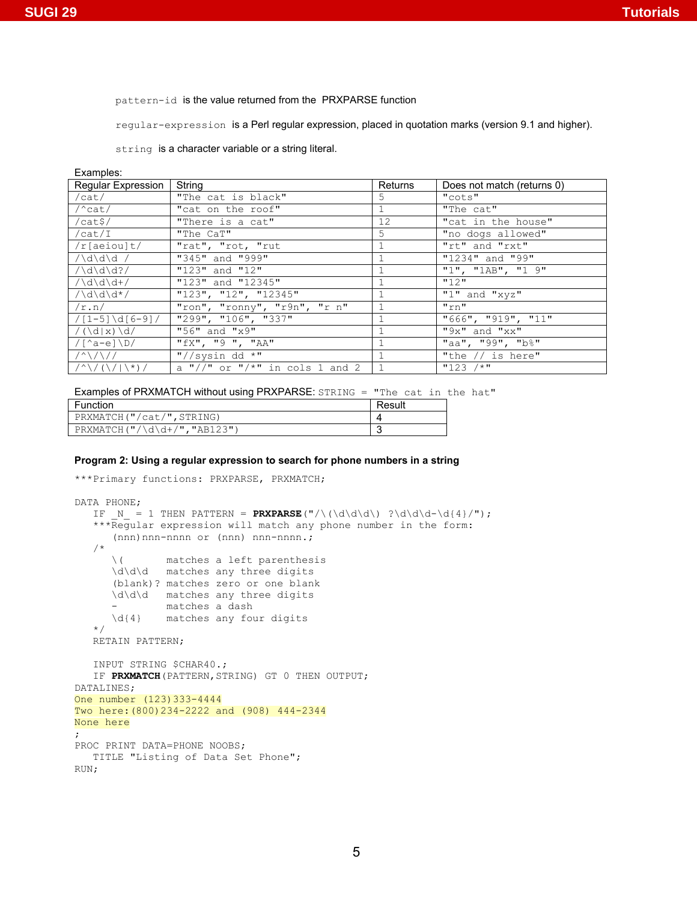`pattern-id` is the value returned from the PRXPARSE function

`regular-expression` is a Perl regular expression, placed in quotation marks (version 9.1 and higher).

`string` is a character variable or a string literal.

Examples:

| Regular Expression | String | Returns | Does not match (returns 0) |
|---|---|---|---|
| `/cat/` | `"The cat is black"` | 5 | `"cots"` |
| `/^cat/` | `"cat on the roof"` | 1 | `"The cat"` |
| `/cat$/` | `"There is a cat"` | 12 | `"cat in the house"` |
| `/cat/I` | `"The CaT"` | 5 | `"no dogs allowed"` |
| `/r[aeiou]t/` | `"rat", "rot, "rut` | 1 | `"rt" and "rxt"` |
| `/\d\d\d /` | `"345" and "999"` | 1 | `"1234" and "99"` |
| `/\d\d\d?/` | `"123" and "12"` | 1 | `"1", "1AB", "1 9"` |
| `/\d\d\d+/` | `"123" and "12345"` | 1 | `"12"` |
| `/\d\d\d*/` | `"123", "12", "12345"` | 1 | `"1" and "xyz"` |
| `/r.n/` | `"ron", "ronny", "r9n", "r n"` | 1 | `"rn"` |
| `/[1-5]\d[6-9]/` | `"299", "106", "337"` | 1 | `"666", "919", "11"` |
| `/(\d\|x)\d/` | `"56" and "x9"` | 1 | `"9x" and "xx"` |
| `/[^a-e]\D/` | `"fX", "9 ", "AA"` | 1 | `"aa", "99", "b%"` |
| `/^\/\//` | `"//sysin dd *"` | 1 | `"the // is here"` |
| `/^\/(\/\|\*)/` | `a "//" or "/*" in cols 1 and 2` | 1 | `"123 /*"` |

Examples of PRXMATCH without using PRXPARSE: `STRING = "The cat in the hat"`

| Function | Result |
|---|---|
| `PRXMATCH("/cat/",STRING)` | 4 |
| `PRXMATCH("/\d\d+/","AB123")` | 3 |

**Program 2: Using a regular expression to search for phone numbers in a string**

```
***Primary functions: PRXPARSE, PRXMATCH;

DATA PHONE;
   IF _N_ = 1 THEN PATTERN = PRXPARSE("/\(\d\d\d\) ?\d\d\d-\d{4}/");
   ***Regular expression will match any phone number in the form:
      (nnn)nnn-nnnn or (nnn) nnn-nnnn.;
   /*
      \(       matches a left parenthesis
      \d\d\d   matches any three digits
      (blank)? matches zero or one blank
      \d\d\d   matches any three digits
      -        matches a dash
      \d{4}    matches any four digits
   */
   RETAIN PATTERN;

   INPUT STRING $CHAR40.;
   IF PRXMATCH(PATTERN,STRING) GT 0 THEN OUTPUT;
DATALINES;
One number (123)333-4444
Two here:(800)234-2222 and (908) 444-2344
None here
;
PROC PRINT DATA=PHONE NOOBS;
   TITLE "Listing of Data Set Phone";
RUN;
```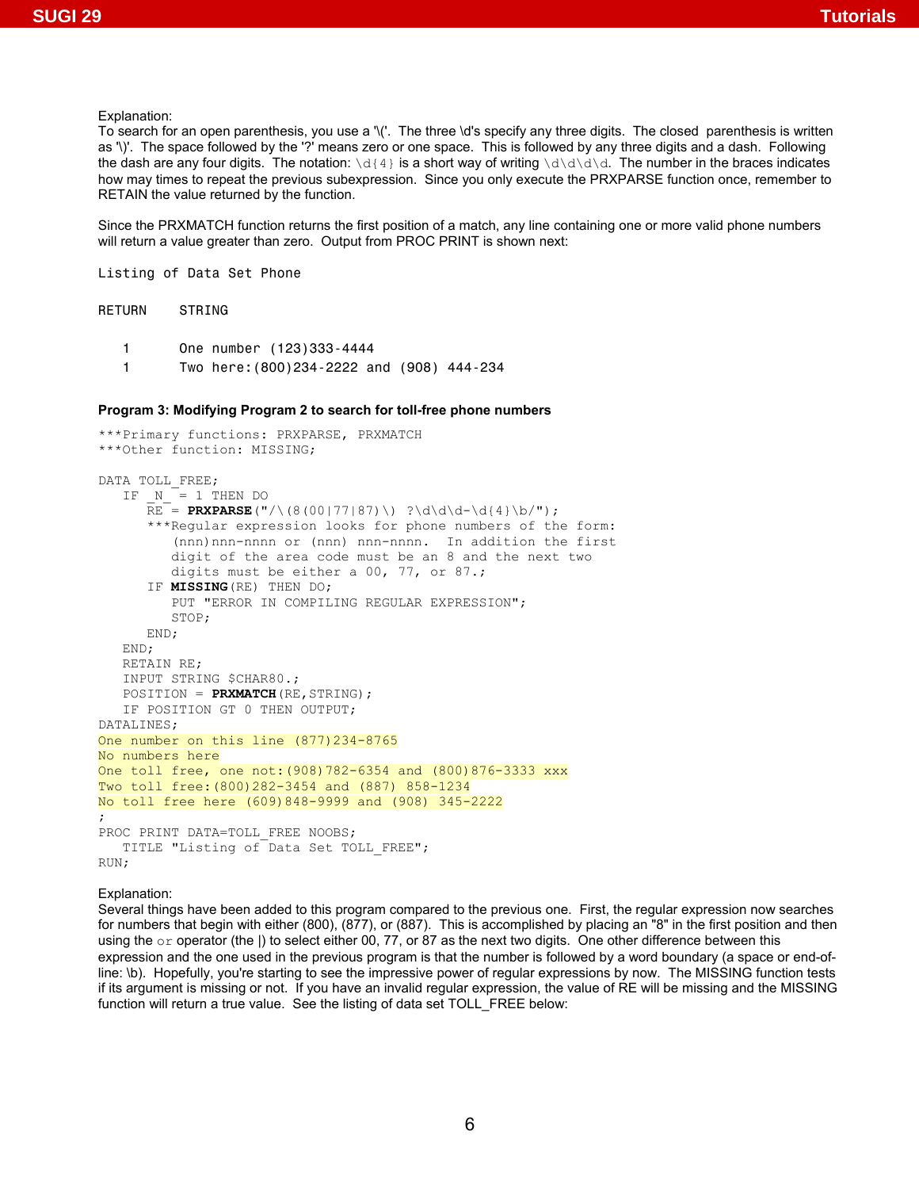Explanation:
To search for an open parenthesis, you use a '\('. The three \d's specify any three digits. The closed parenthesis is written as '\)'. The space followed by the '?' means zero or one space. This is followed by any three digits and a dash. Following the dash are any four digits. The notation: `\d{4}` is a short way of writing `\d\d\d\d`. The number in the braces indicates how may times to repeat the previous subexpression. Since you only execute the PRXPARSE function once, remember to RETAIN the value returned by the function.

Since the PRXMATCH function returns the first position of a match, any line containing one or more valid phone numbers will return a value greater than zero. Output from PROC PRINT is shown next:

```
Listing of Data Set Phone

RETURN    STRING

   1      One number (123)333-4444
   1      Two here:(800)234-2222 and (908) 444-234
```

**Program 3: Modifying Program 2 to search for toll-free phone numbers**

```
***Primary functions: PRXPARSE, PRXMATCH
***Other function: MISSING;

DATA TOLL_FREE;
   IF _N_ = 1 THEN DO
      RE = PRXPARSE("/\(8(00|77|87)\) ?\d\d\d-\d{4}\b/");
      ***Regular expression looks for phone numbers of the form:
         (nnn)nnn-nnnn or (nnn) nnn-nnnn.  In addition the first
         digit of the area code must be an 8 and the next two
         digits must be either a 00, 77, or 87.;
      IF MISSING(RE) THEN DO;
         PUT "ERROR IN COMPILING REGULAR EXPRESSION";
         STOP;
      END;
   END;
   RETAIN RE;
   INPUT STRING $CHAR80.;
   POSITION = PRXMATCH(RE,STRING);
   IF POSITION GT 0 THEN OUTPUT;
DATALINES;
One number on this line (877)234-8765
No numbers here
One toll free, one not:(908)782-6354 and (800)876-3333 xxx
Two toll free:(800)282-3454 and (887) 858-1234
No toll free here (609)848-9999 and (908) 345-2222
;
PROC PRINT DATA=TOLL_FREE NOOBS;
   TITLE "Listing of Data Set TOLL_FREE";
RUN;
```

Explanation:
Several things have been added to this program compared to the previous one. First, the regular expression now searches for numbers that begin with either (800), (877), or (887). This is accomplished by placing an "8" in the first position and then using the `or` operator (the |) to select either 00, 77, or 87 as the next two digits. One other difference between this expression and the one used in the previous program is that the number is followed by a word boundary (a space or end-of-line: \b). Hopefully, you're starting to see the impressive power of regular expressions by now. The MISSING function tests if its argument is missing or not. If you have an invalid regular expression, the value of RE will be missing and the MISSING function will return a true value. See the listing of data set TOLL_FREE below: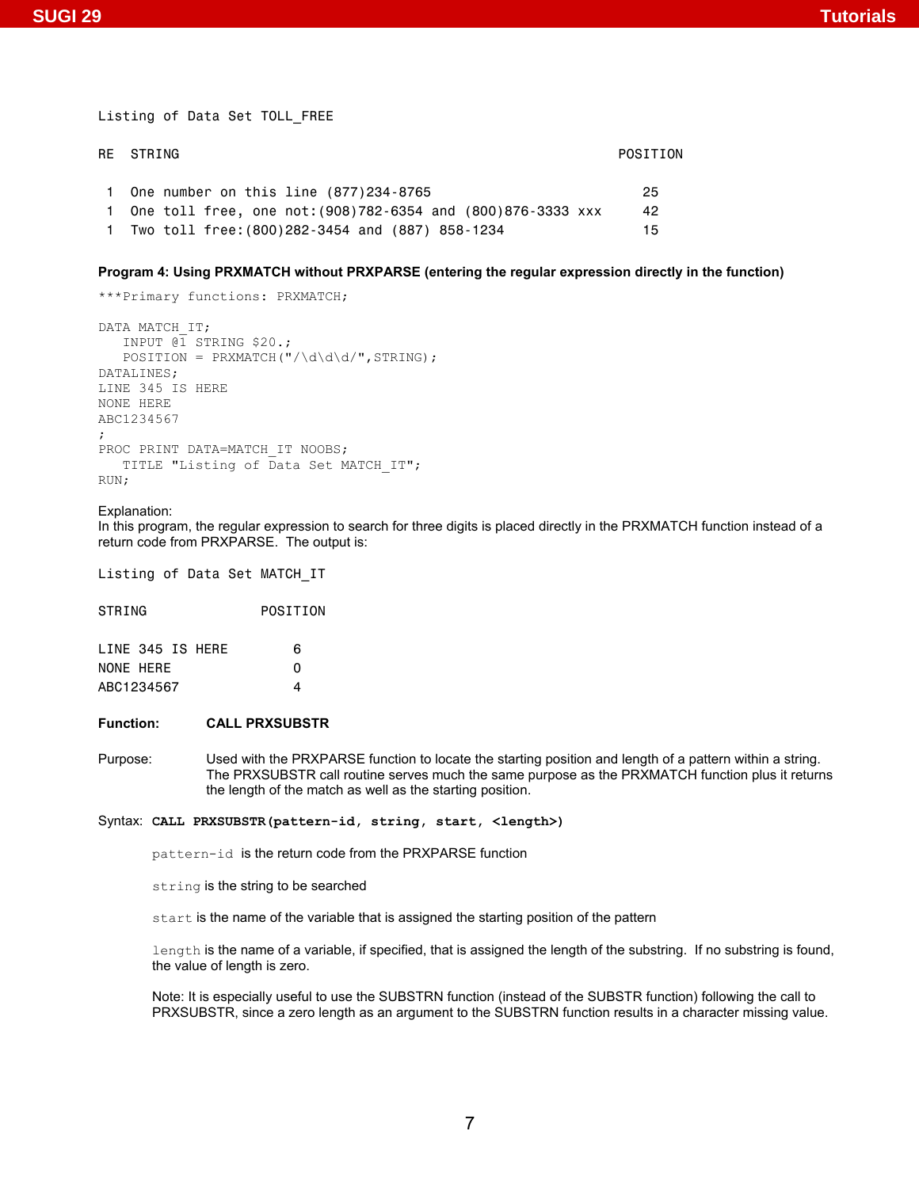```
Listing of Data Set TOLL_FREE

RE  STRING                                                      POSITION

 1  One number on this line (877)234-8765                          25
 1  One toll free, one not:(908)782-6354 and (800)876-3333 xxx     42
 1  Two toll free:(800)282-3454 and (887) 858-1234                 15
```

**Program 4: Using PRXMATCH without PRXPARSE (entering the regular expression directly in the function)**

```
***Primary functions: PRXMATCH;

DATA MATCH_IT;
   INPUT @1 STRING $20.;
   POSITION = PRXMATCH("/\d\d\d/",STRING);
DATALINES;
LINE 345 IS HERE
NONE HERE
ABC1234567
;
PROC PRINT DATA=MATCH_IT NOOBS;
   TITLE "Listing of Data Set MATCH_IT";
RUN;
```

Explanation:
In this program, the regular expression to search for three digits is placed directly in the PRXMATCH function instead of a return code from PRXPARSE. The output is:

```
Listing of Data Set MATCH_IT

STRING              POSITION

LINE 345 IS HERE        6
NONE HERE               0
ABC1234567              4
```

**Function: CALL PRXSUBSTR**

Purpose: Used with the PRXPARSE function to locate the starting position and length of a pattern within a string. The PRXSUBSTR call routine serves much the same purpose as the PRXMATCH function plus it returns the length of the match as well as the starting position.

Syntax: **`CALL PRXSUBSTR(pattern-id, string, start, <length>)`**

`pattern-id` is the return code from the PRXPARSE function

`string` is the string to be searched

`start` is the name of the variable that is assigned the starting position of the pattern

`length` is the name of a variable, if specified, that is assigned the length of the substring. If no substring is found, the value of length is zero.

Note: It is especially useful to use the SUBSTRN function (instead of the SUBSTR function) following the call to PRXSUBSTR, since a zero length as an argument to the SUBSTRN function results in a character missing value.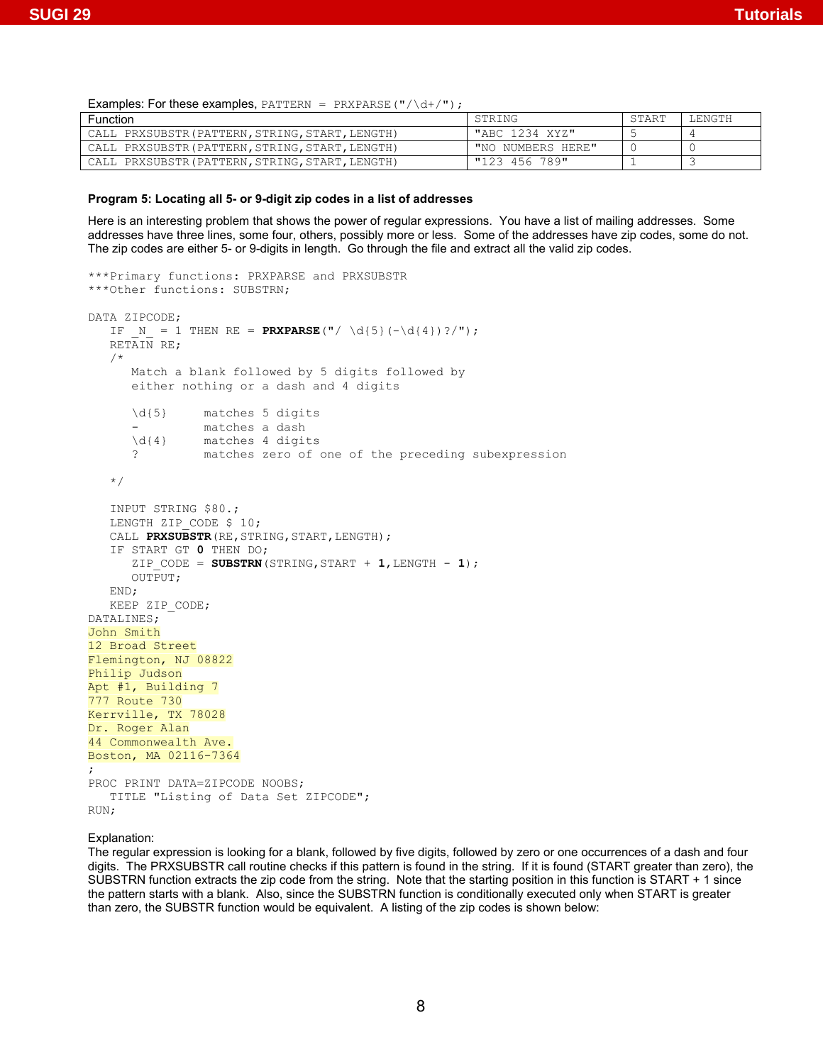Examples: For these examples, `PATTERN = PRXPARSE("/\d+/");`

| Function | STRING | START | LENGTH |
|---|---|---|---|
| CALL PRXSUBSTR(PATTERN,STRING,START,LENGTH) | "ABC 1234 XYZ" | 5 | 4 |
| CALL PRXSUBSTR(PATTERN,STRING,START,LENGTH) | "NO NUMBERS HERE" | 0 | 0 |
| CALL PRXSUBSTR(PATTERN,STRING,START,LENGTH) | "123 456 789" | 1 | 3 |

**Program 5: Locating all 5- or 9-digit zip codes in a list of addresses**

Here is an interesting problem that shows the power of regular expressions. You have a list of mailing addresses. Some addresses have three lines, some four, others, possibly more or less. Some of the addresses have zip codes, some do not. The zip codes are either 5- or 9-digits in length. Go through the file and extract all the valid zip codes.

```
***Primary functions: PRXPARSE and PRXSUBSTR
***Other functions: SUBSTRN;

DATA ZIPCODE;
   IF _N_ = 1 THEN RE = PRXPARSE("/ \d{5}(-\d{4})?/");
   RETAIN RE;
   /*
      Match a blank followed by 5 digits followed by
      either nothing or a dash and 4 digits

      \d{5}     matches 5 digits
      -         matches a dash
      \d{4}     matches 4 digits
      ?         matches zero of one of the preceding subexpression

   */

   INPUT STRING $80.;
   LENGTH ZIP_CODE $ 10;
   CALL PRXSUBSTR(RE,STRING,START,LENGTH);
   IF START GT 0 THEN DO;
      ZIP_CODE = SUBSTRN(STRING,START + 1,LENGTH - 1);
      OUTPUT;
   END;
   KEEP ZIP_CODE;
DATALINES;
John Smith
12 Broad Street
Flemington, NJ 08822
Philip Judson
Apt #1, Building 7
777 Route 730
Kerrville, TX 78028
Dr. Roger Alan
44 Commonwealth Ave.
Boston, MA 02116-7364
;
PROC PRINT DATA=ZIPCODE NOOBS;
   TITLE "Listing of Data Set ZIPCODE";
RUN;
```

Explanation:
The regular expression is looking for a blank, followed by five digits, followed by zero or one occurrences of a dash and four digits. The PRXSUBSTR call routine checks if this pattern is found in the string. If it is found (START greater than zero), the SUBSTRN function extracts the zip code from the string. Note that the starting position in this function is START + 1 since the pattern starts with a blank. Also, since the SUBSTRN function is conditionally executed only when START is greater than zero, the SUBSTR function would be equivalent. A listing of the zip codes is shown below: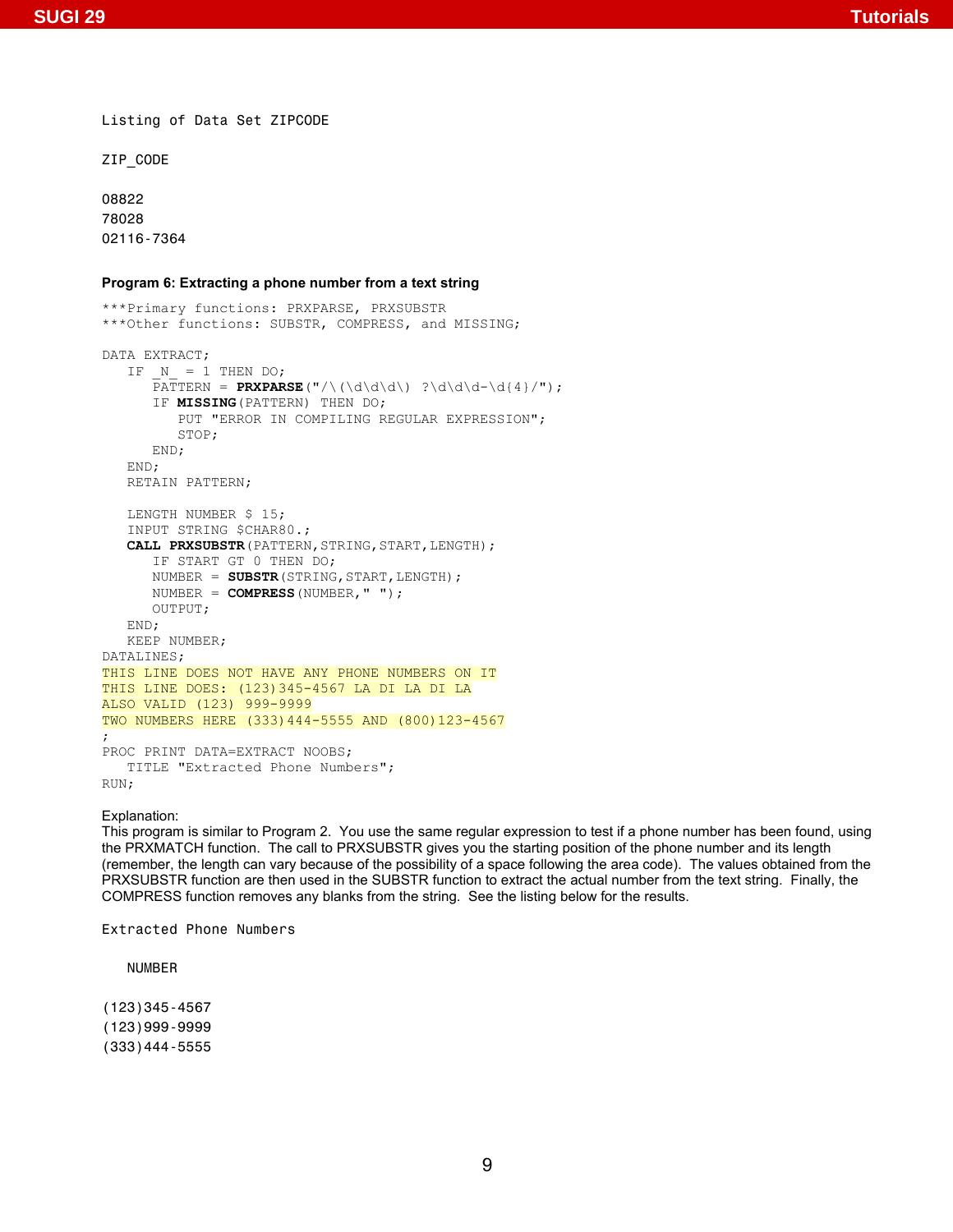```
Listing of Data Set ZIPCODE

ZIP_CODE

08822
78028
02116-7364
```

**Program 6: Extracting a phone number from a text string**

```
***Primary functions: PRXPARSE, PRXSUBSTR
***Other functions: SUBSTR, COMPRESS, and MISSING;

DATA EXTRACT;
   IF _N_ = 1 THEN DO;
      PATTERN = PRXPARSE("/\(\d\d\d\) ?\d\d\d-\d{4}/");
      IF MISSING(PATTERN) THEN DO;
         PUT "ERROR IN COMPILING REGULAR EXPRESSION";
         STOP;
      END;
   END;
   RETAIN PATTERN;

   LENGTH NUMBER $ 15;
   INPUT STRING $CHAR80.;
   CALL PRXSUBSTR(PATTERN,STRING,START,LENGTH);
      IF START GT 0 THEN DO;
      NUMBER = SUBSTR(STRING,START,LENGTH);
      NUMBER = COMPRESS(NUMBER," ");
      OUTPUT;
   END;
   KEEP NUMBER;
DATALINES;
THIS LINE DOES NOT HAVE ANY PHONE NUMBERS ON IT
THIS LINE DOES: (123)345-4567 LA DI LA DI LA
ALSO VALID (123) 999-9999
TWO NUMBERS HERE (333)444-5555 AND (800)123-4567
;
PROC PRINT DATA=EXTRACT NOOBS;
   TITLE "Extracted Phone Numbers";
RUN;
```

Explanation:
This program is similar to Program 2. You use the same regular expression to test if a phone number has been found, using the PRXMATCH function. The call to PRXSUBSTR gives you the starting position of the phone number and its length (remember, the length can vary because of the possibility of a space following the area code). The values obtained from the PRXSUBSTR function are then used in the SUBSTR function to extract the actual number from the text string. Finally, the COMPRESS function removes any blanks from the string. See the listing below for the results.

```
Extracted Phone Numbers

   NUMBER

(123)345-4567
(123)999-9999
(333)444-5555
```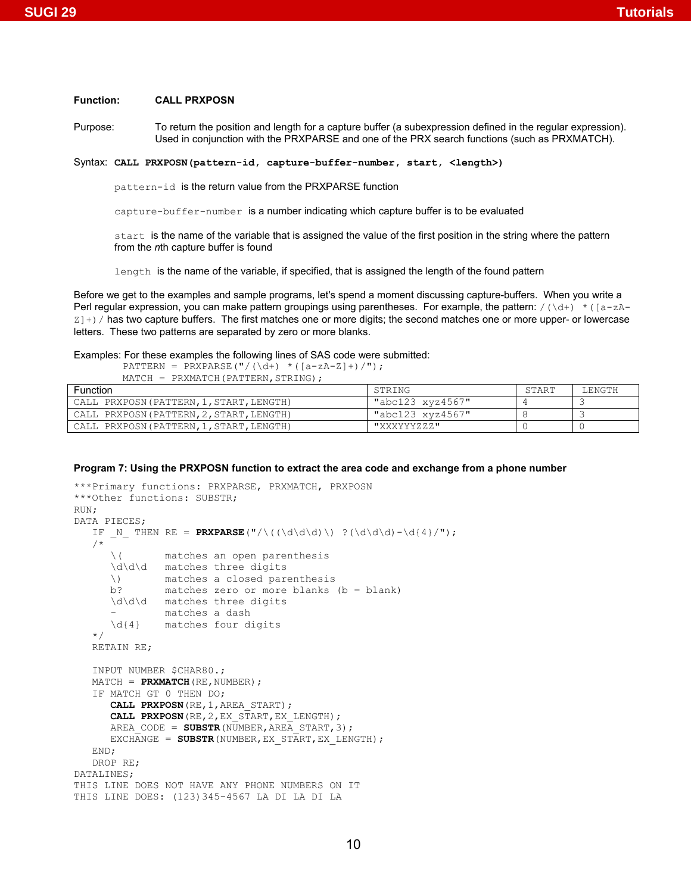**Function:** **CALL PRXPOSN**

Purpose: To return the position and length for a capture buffer (a subexpression defined in the regular expression). Used in conjunction with the PRXPARSE and one of the PRX search functions (such as PRXMATCH).

Syntax: **`CALL PRXPOSN(pattern-id, capture-buffer-number, start, <length>)`**

`pattern-id` is the return value from the PRXPARSE function

`capture-buffer-number` is a number indicating which capture buffer is to be evaluated

`start` is the name of the variable that is assigned the value of the first position in the string where the pattern from the *n*th capture buffer is found

`length` is the name of the variable, if specified, that is assigned the length of the found pattern

Before we get to the examples and sample programs, let's spend a moment discussing capture-buffers. When you write a Perl regular expression, you can make pattern groupings using parentheses. For example, the pattern: `/(\d+) *([a-zA-Z]+)/` has two capture buffers. The first matches one or more digits; the second matches one or more upper- or lowercase letters. These two patterns are separated by zero or more blanks.

Examples: For these examples the following lines of SAS code were submitted:

```
PATTERN = PRXPARSE("/(\d+) *([a-zA-Z]+)/");
MATCH = PRXMATCH(PATTERN,STRING);
```

| Function | STRING | START | LENGTH |
|---|---|---|---|
| CALL PRXPOSN(PATTERN,1,START,LENGTH) | "abc123 xyz4567" | 4 | 3 |
| CALL PRXPOSN(PATTERN,2,START,LENGTH) | "abc123 xyz4567" | 8 | 3 |
| CALL PRXPOSN(PATTERN,1,START,LENGTH) | "XXXYYYZZZ" | 0 | 0 |

**Program 7: Using the PRXPOSN function to extract the area code and exchange from a phone number**

```
***Primary functions: PRXPARSE, PRXMATCH, PRXPOSN
***Other functions: SUBSTR;
RUN;
DATA PIECES;
   IF _N_ THEN RE = PRXPARSE("/\((\d\d\d)\) ?(\d\d\d)-\d{4}/");
   /*
      \(       matches an open parenthesis
      \d\d\d   matches three digits
      \)       matches a closed parenthesis
      b?       matches zero or more blanks (b = blank)
      \d\d\d   matches three digits
      -        matches a dash
      \d{4}    matches four digits
   */
   RETAIN RE;

   INPUT NUMBER $CHAR80.;
   MATCH = PRXMATCH(RE,NUMBER);
   IF MATCH GT 0 THEN DO;
      CALL PRXPOSN(RE,1,AREA_START);
      CALL PRXPOSN(RE,2,EX_START,EX_LENGTH);
      AREA_CODE = SUBSTR(NUMBER,AREA_START,3);
      EXCHANGE = SUBSTR(NUMBER,EX_START,EX_LENGTH);
   END;
   DROP RE;
DATALINES;
THIS LINE DOES NOT HAVE ANY PHONE NUMBERS ON IT
THIS LINE DOES: (123)345-4567 LA DI LA DI LA
```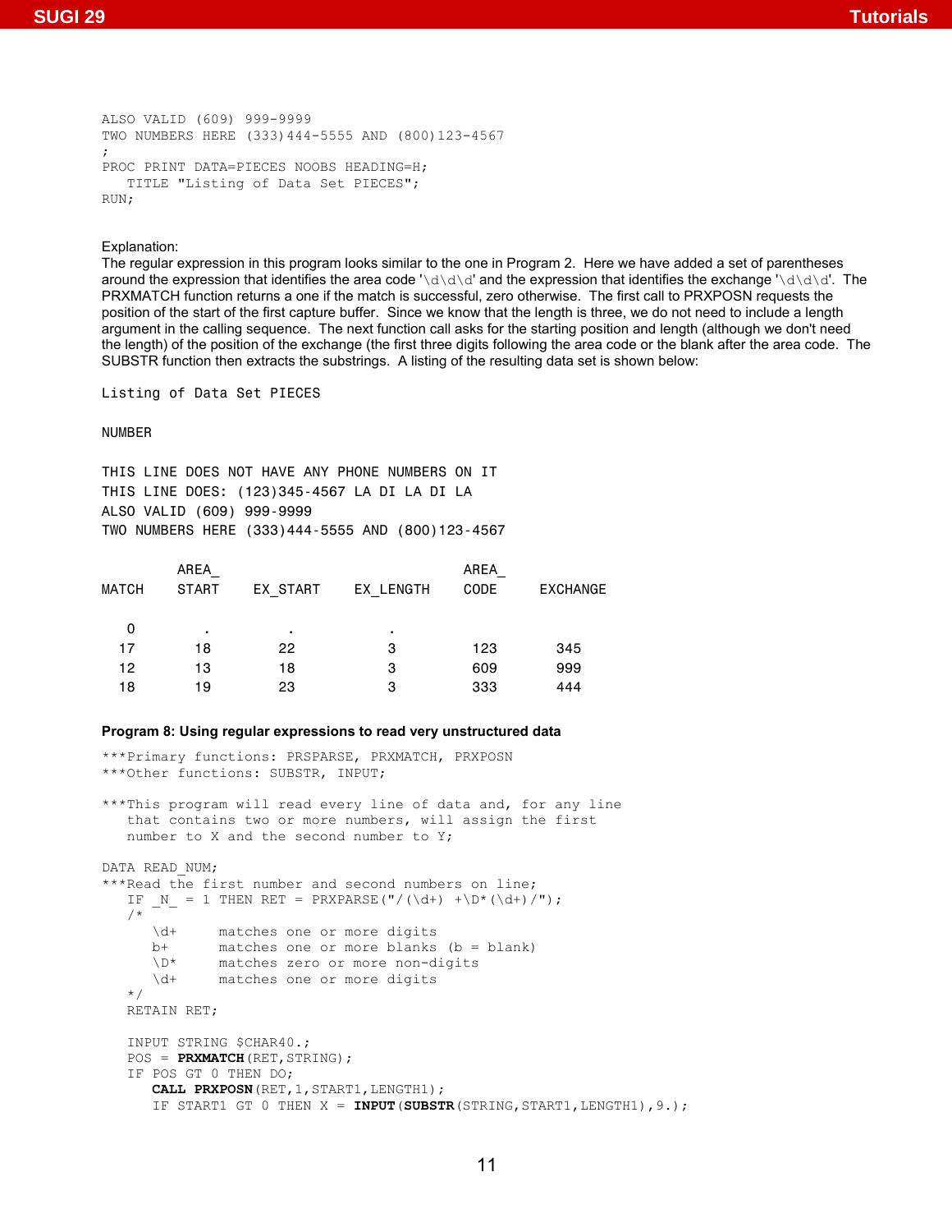```
ALSO VALID (609) 999-9999
TWO NUMBERS HERE (333)444-5555 AND (800)123-4567
;
PROC PRINT DATA=PIECES NOOBS HEADING=H;
   TITLE "Listing of Data Set PIECES";
RUN;
```

Explanation:
The regular expression in this program looks similar to the one in Program 2. Here we have added a set of parentheses around the expression that identifies the area code '\d\d\d' and the expression that identifies the exchange '\d\d\d'. The PRXMATCH function returns a one if the match is successful, zero otherwise. The first call to PRXPOSN requests the position of the start of the first capture buffer. Since we know that the length is three, we do not need to include a length argument in the calling sequence. The next function call asks for the starting position and length (although we don't need the length) of the position of the exchange (the first three digits following the area code or the blank after the area code. The SUBSTR function then extracts the substrings. A listing of the resulting data set is shown below:

```
Listing of Data Set PIECES

NUMBER

THIS LINE DOES NOT HAVE ANY PHONE NUMBERS ON IT
THIS LINE DOES: (123)345-4567 LA DI LA DI LA
ALSO VALID (609) 999-9999
TWO NUMBERS HERE (333)444-5555 AND (800)123-4567

          AREA_                                  AREA_
MATCH     START     EX_START     EX_LENGTH       CODE       EXCHANGE

  0         .           .            .
 17        18          22            3            123          345
 12        13          18            3            609          999
 18        19          23            3            333          444
```

**Program 8: Using regular expressions to read very unstructured data**

```
***Primary functions: PRSPARSE, PRXMATCH, PRXPOSN
***Other functions: SUBSTR, INPUT;

***This program will read every line of data and, for any line
   that contains two or more numbers, will assign the first
   number to X and the second number to Y;

DATA READ_NUM;
***Read the first number and second numbers on line;
   IF _N_ = 1 THEN RET = PRXPARSE("/(\d+) +\D*(\d+)/");
   /*
      \d+     matches one or more digits
      b+      matches one or more blanks (b = blank)
      \D*     matches zero or more non-digits
      \d+     matches one or more digits
   */
   RETAIN RET;

   INPUT STRING $CHAR40.;
   POS = PRXMATCH(RET,STRING);
   IF POS GT 0 THEN DO;
      CALL PRXPOSN(RET,1,START1,LENGTH1);
      IF START1 GT 0 THEN X = INPUT(SUBSTR(STRING,START1,LENGTH1),9.);
```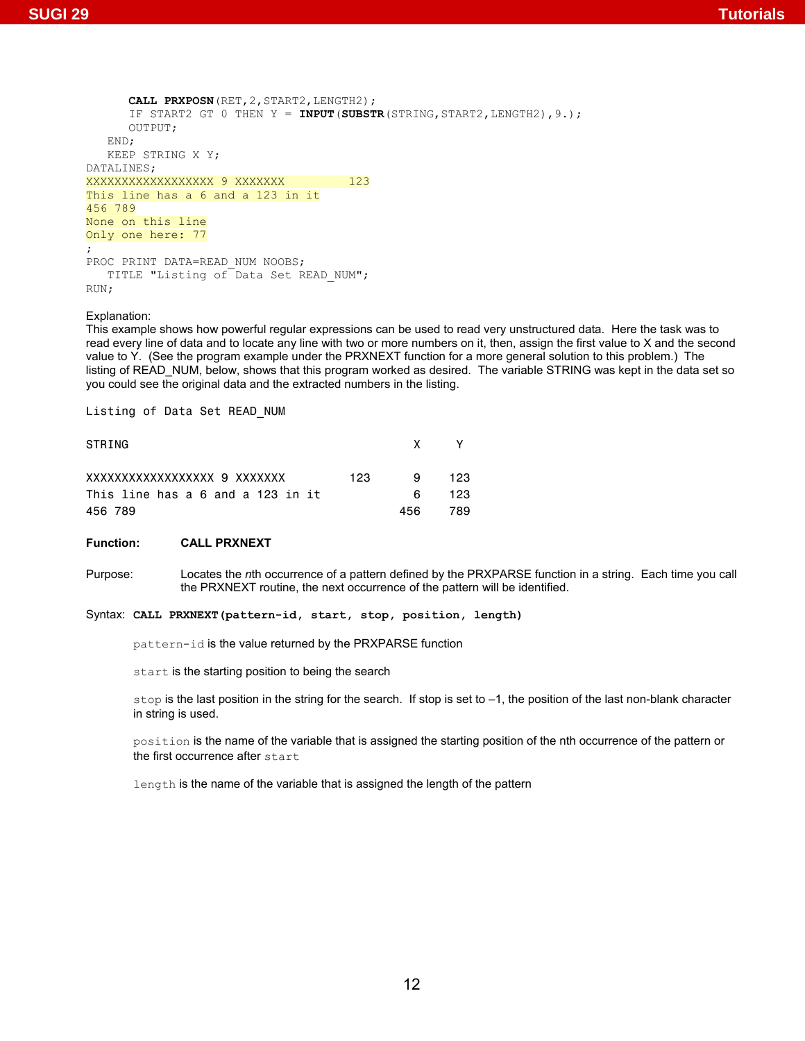```
      CALL PRXPOSN(RET,2,START2,LENGTH2);
      IF START2 GT 0 THEN Y = INPUT(SUBSTR(STRING,START2,LENGTH2),9.);
      OUTPUT;
   END;
   KEEP STRING X Y;
DATALINES;
XXXXXXXXXXXXXXXXXX 9 XXXXXXX         123
This line has a 6 and a 123 in it
456 789
None on this line
Only one here: 77
;
PROC PRINT DATA=READ_NUM NOOBS;
   TITLE "Listing of Data Set READ_NUM";
RUN;
```

Explanation:
This example shows how powerful regular expressions can be used to read very unstructured data. Here the task was to read every line of data and to locate any line with two or more numbers on it, then, assign the first value to X and the second value to Y. (See the program example under the PRXNEXT function for a more general solution to this problem.) The listing of READ_NUM, below, shows that this program worked as desired. The variable STRING was kept in the data set so you could see the original data and the extracted numbers in the listing.

```
Listing of Data Set READ_NUM

STRING                                       X      Y

XXXXXXXXXXXXXXXXXX 9 XXXXXXX         123      9    123
This line has a 6 and a 123 in it             6    123
456 789                                     456    789
```

**Function: CALL PRXNEXT**

Purpose: Locates the *n*th occurrence of a pattern defined by the PRXPARSE function in a string. Each time you call the PRXNEXT routine, the next occurrence of the pattern will be identified.

Syntax: **`CALL PRXNEXT(pattern-id, start, stop, position, length)`**

`pattern-id` is the value returned by the PRXPARSE function

`start` is the starting position to being the search

`stop` is the last position in the string for the search. If stop is set to –1, the position of the last non-blank character in string is used.

`position` is the name of the variable that is assigned the starting position of the nth occurrence of the pattern or the first occurrence after `start`

`length` is the name of the variable that is assigned the length of the pattern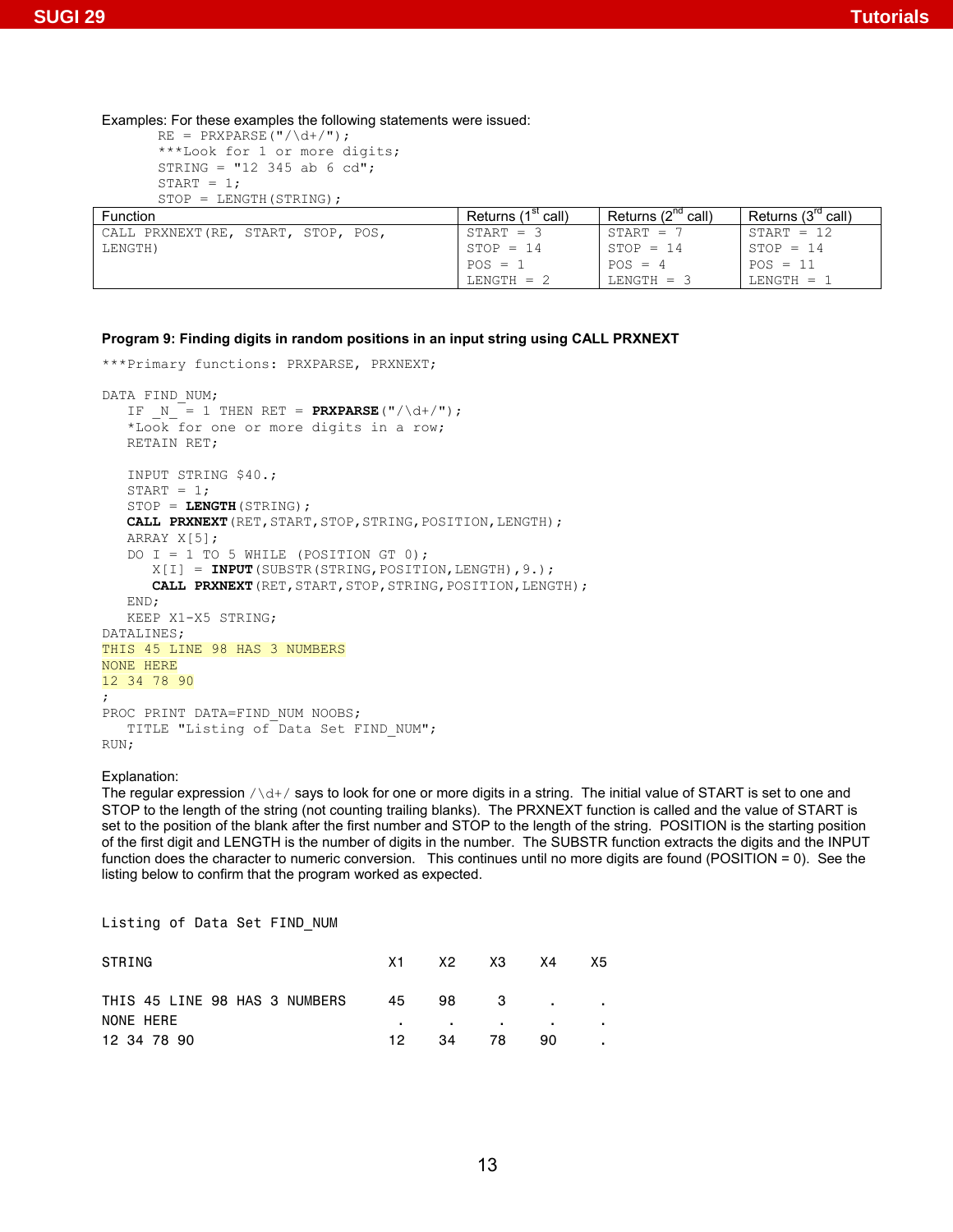Examples: For these examples the following statements were issued:

```
RE = PRXPARSE("/\d+/");
***Look for 1 or more digits;
STRING = "12 345 ab 6 cd";
START = 1;
STOP = LENGTH(STRING);
```

| Function | Returns (1st call) | Returns (2nd call) | Returns (3rd call) |
|---|---|---|---|
| CALL PRXNEXT(RE, START, STOP, POS, LENGTH) | START = 3<br>STOP = 14<br>POS = 1<br>LENGTH = 2 | START = 7<br>STOP = 14<br>POS = 4<br>LENGTH = 3 | START = 12<br>STOP = 14<br>POS = 11<br>LENGTH = 1 |

**Program 9: Finding digits in random positions in an input string using CALL PRXNEXT**

```
***Primary functions: PRXPARSE, PRXNEXT;

DATA FIND_NUM;
   IF _N_ = 1 THEN RET = PRXPARSE("/\d+/");
   *Look for one or more digits in a row;
   RETAIN RET;

   INPUT STRING $40.;
   START = 1;
   STOP = LENGTH(STRING);
   CALL PRXNEXT(RET,START,STOP,STRING,POSITION,LENGTH);
   ARRAY X[5];
   DO I = 1 TO 5 WHILE (POSITION GT 0);
      X[I] = INPUT(SUBSTR(STRING,POSITION,LENGTH),9.);
      CALL PRXNEXT(RET,START,STOP,STRING,POSITION,LENGTH);
   END;
   KEEP X1-X5 STRING;
DATALINES;
THIS 45 LINE 98 HAS 3 NUMBERS
NONE HERE
12 34 78 90
;
PROC PRINT DATA=FIND_NUM NOOBS;
   TITLE "Listing of Data Set FIND_NUM";
RUN;
```

Explanation:

The regular expression /\d+/ says to look for one or more digits in a string. The initial value of START is set to one and STOP to the length of the string (not counting trailing blanks). The PRXNEXT function is called and the value of START is set to the position of the blank after the first number and STOP to the length of the string. POSITION is the starting position of the first digit and LENGTH is the number of digits in the number. The SUBSTR function extracts the digits and the INPUT function does the character to numeric conversion. This continues until no more digits are found (POSITION = 0). See the listing below to confirm that the program worked as expected.

```
Listing of Data Set FIND_NUM

STRING                           X1    X2    X3    X4    X5

THIS 45 LINE 98 HAS 3 NUMBERS    45    98     3     .     .
NONE HERE                         .     .     .     .     .
12 34 78 90                      12    34    78    90     .
```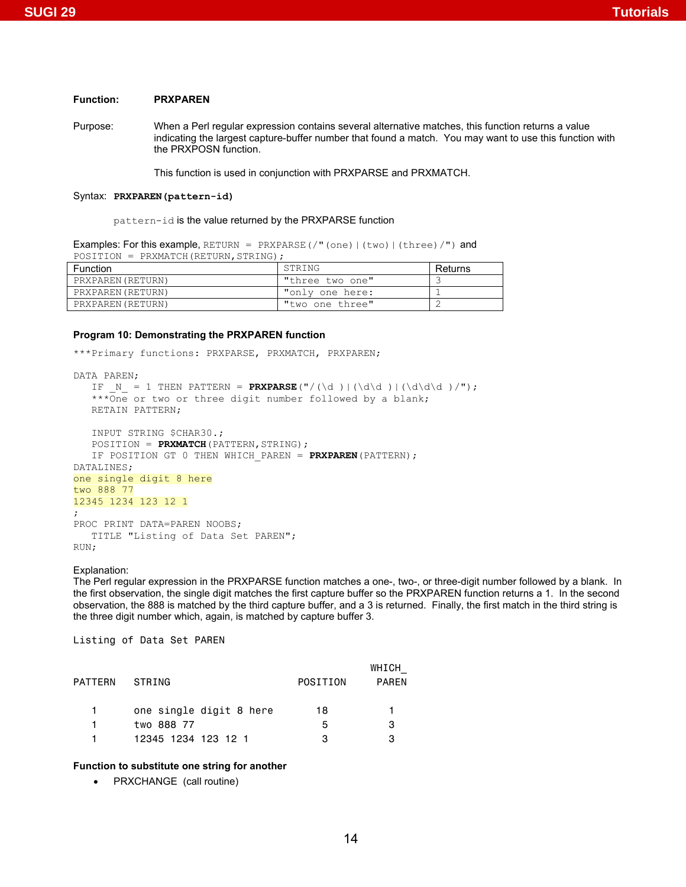**Function:** **PRXPAREN**

Purpose: When a Perl regular expression contains several alternative matches, this function returns a value indicating the largest capture-buffer number that found a match. You may want to use this function with the PRXPOSN function.

This function is used in conjunction with PRXPARSE and PRXMATCH.

Syntax: **`PRXPAREN(pattern-id)`**

`pattern-id` is the value returned by the PRXPARSE function

Examples: For this example, `RETURN = PRXPARSE(/"(one)|(two)|(three)/")` and `POSITION = PRXMATCH(RETURN,STRING);`

| Function | STRING | Returns |
|---|---|---|
| PRXPAREN(RETURN) | "three two one" | 3 |
| PRXPAREN(RETURN) | "only one here: | 1 |
| PRXPAREN(RETURN) | "two one three" | 2 |

**Program 10: Demonstrating the PRXPAREN function**

```
***Primary functions: PRXPARSE, PRXMATCH, PRXPAREN;

DATA PAREN;
   IF _N_ = 1 THEN PATTERN = PRXPARSE("/(\d )|(\d\d )|(\d\d\d )/");
   ***One or two or three digit number followed by a blank;
   RETAIN PATTERN;

   INPUT STRING $CHAR30.;
   POSITION = PRXMATCH(PATTERN,STRING);
   IF POSITION GT 0 THEN WHICH_PAREN = PRXPAREN(PATTERN);
DATALINES;
one single digit 8 here
two 888 77
12345 1234 123 12 1
;
PROC PRINT DATA=PAREN NOOBS;
   TITLE "Listing of Data Set PAREN";
RUN;
```

Explanation:
The Perl regular expression in the PRXPARSE function matches a one-, two-, or three-digit number followed by a blank. In the first observation, the single digit matches the first capture buffer so the PRXPAREN function returns a 1. In the second observation, the 888 is matched by the third capture buffer, and a 3 is returned. Finally, the first match in the third string is the three digit number which, again, is matched by capture buffer 3.

```
Listing of Data Set PAREN

                                                      WHICH_
PATTERN    STRING                         POSITION     PAREN

   1       one single digit 8 here           18           1
   1       two 888 77                         5           3
   1       12345 1234 123 12 1                3           3
```

**Function to substitute one string for another**

- PRXCHANGE (call routine)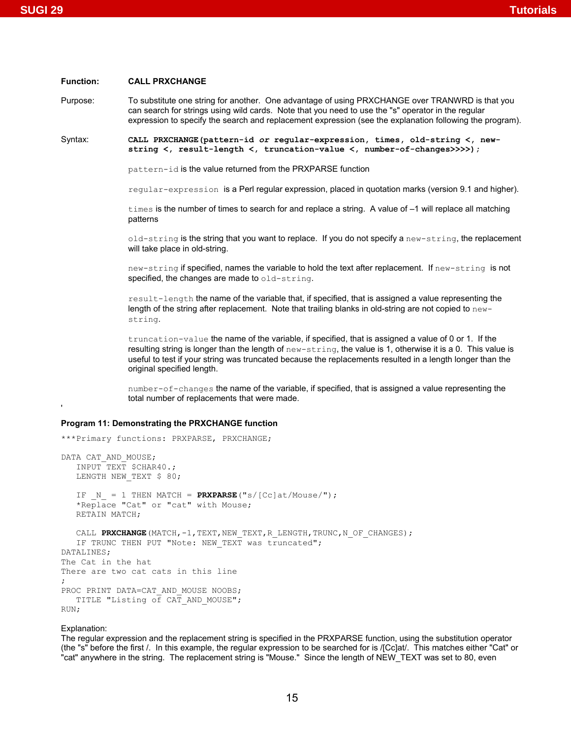**Function:** **CALL PRXCHANGE**

Purpose: To substitute one string for another. One advantage of using PRXCHANGE over TRANWRD is that you can search for strings using wild cards. Note that you need to use the "s" operator in the regular expression to specify the search and replacement expression (see the explanation following the program).

Syntax: **CALL PRXCHANGE(pattern-id *or* regular-expression, times, old-string <, new-string <, result-length <, truncation-value <, number-of-changes>>>>);**

`pattern-id` is the value returned from the PRXPARSE function

`regular-expression` is a Perl regular expression, placed in quotation marks (version 9.1 and higher).

`times` is the number of times to search for and replace a string. A value of –1 will replace all matching patterns

`old-string` is the string that you want to replace. If you do not specify a `new-string`, the replacement will take place in old-string.

`new-string` if specified, names the variable to hold the text after replacement. If `new-string` is not specified, the changes are made to `old-string`.

`result-length` the name of the variable that, if specified, that is assigned a value representing the length of the string after replacement. Note that trailing blanks in old-string are not copied to `new-string`.

`truncation-value` the name of the variable, if specified, that is assigned a value of 0 or 1. If the resulting string is longer than the length of `new-string`, the value is 1, otherwise it is a 0. This value is useful to test if your string was truncated because the replacements resulted in a length longer than the original specified length.

`number-of-changes` the name of the variable, if specified, that is assigned a value representing the total number of replacements that were made.

'

**Program 11: Demonstrating the PRXCHANGE function**

```
***Primary functions: PRXPARSE, PRXCHANGE;

DATA CAT_AND_MOUSE;
   INPUT TEXT $CHAR40.;
   LENGTH NEW_TEXT $ 80;

   IF _N_ = 1 THEN MATCH = PRXPARSE("s/[Cc]at/Mouse/");
   *Replace "Cat" or "cat" with Mouse;
   RETAIN MATCH;

   CALL PRXCHANGE(MATCH,-1,TEXT,NEW_TEXT,R_LENGTH,TRUNC,N_OF_CHANGES);
   IF TRUNC THEN PUT "Note: NEW_TEXT was truncated";
DATALINES;
The Cat in the hat
There are two cat cats in this line
;
PROC PRINT DATA=CAT_AND_MOUSE NOOBS;
   TITLE "Listing of CAT_AND_MOUSE";
RUN;
```

Explanation:

The regular expression and the replacement string is specified in the PRXPARSE function, using the substitution operator (the "s" before the first /. In this example, the regular expression to be searched for is /[Cc]at/. This matches either "Cat" or "cat" anywhere in the string. The replacement string is "Mouse." Since the length of NEW_TEXT was set to 80, even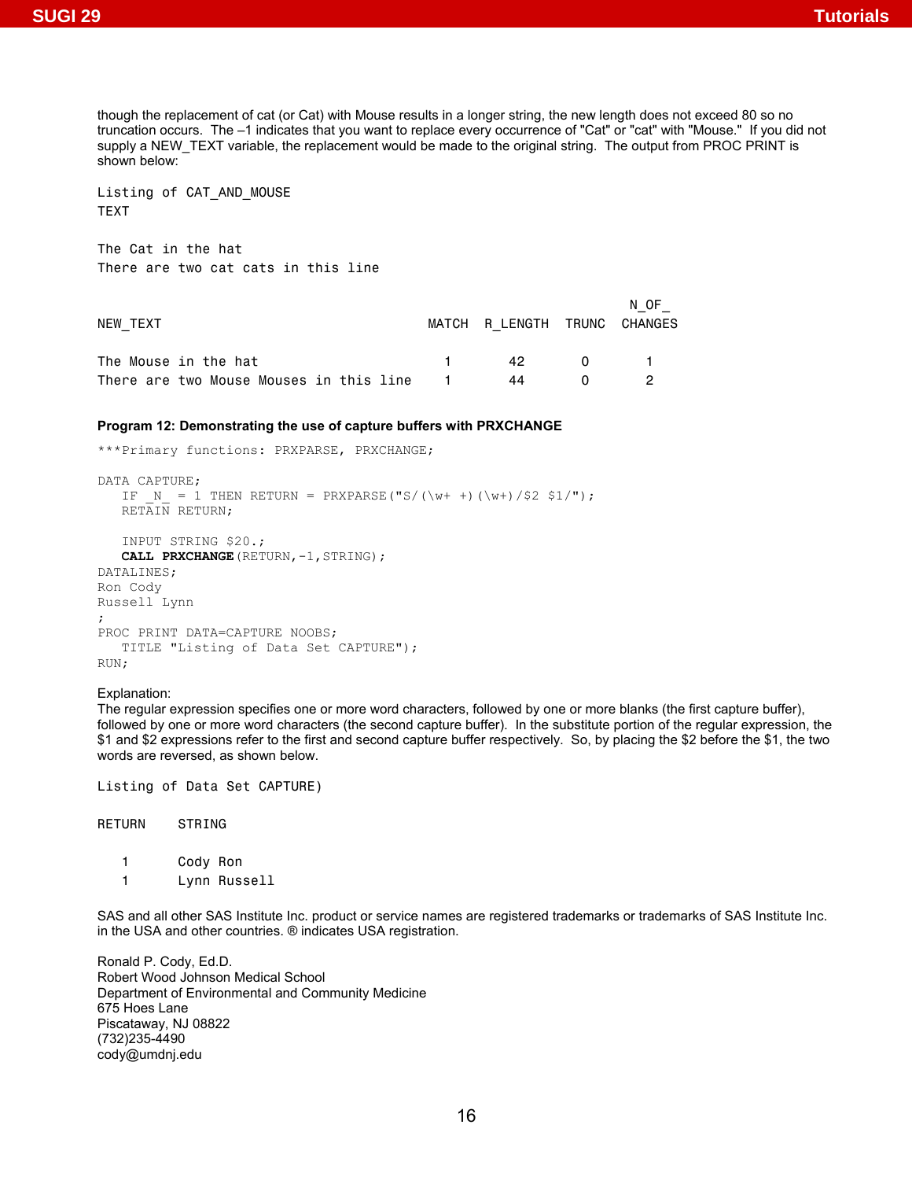though the replacement of cat (or Cat) with Mouse results in a longer string, the new length does not exceed 80 so no truncation occurs. The –1 indicates that you want to replace every occurrence of "Cat" or "cat" with "Mouse." If you did not supply a NEW_TEXT variable, the replacement would be made to the original string. The output from PROC PRINT is shown below:

```
Listing of CAT_AND_MOUSE
TEXT

The Cat in the hat
There are two cat cats in this line

                                                                   N_OF_
NEW_TEXT                                   MATCH  R_LENGTH  TRUNC  CHANGES

The Mouse in the hat                         1       42       0       1
There are two Mouse Mouses in this line      1       44       0       2
```

**Program 12: Demonstrating the use of capture buffers with PRXCHANGE**

```
***Primary functions: PRXPARSE, PRXCHANGE;

DATA CAPTURE;
   IF _N_ = 1 THEN RETURN = PRXPARSE("S/(\w+ +)(\w+)/$2 $1/");
   RETAIN RETURN;

   INPUT STRING $20.;
   CALL PRXCHANGE(RETURN,-1,STRING);
DATALINES;
Ron Cody
Russell Lynn
;
PROC PRINT DATA=CAPTURE NOOBS;
   TITLE "Listing of Data Set CAPTURE");
RUN;
```

Explanation:
The regular expression specifies one or more word characters, followed by one or more blanks (the first capture buffer), followed by one or more word characters (the second capture buffer). In the substitute portion of the regular expression, the $1 and $2 expressions refer to the first and second capture buffer respectively. So, by placing the $2 before the $1, the two words are reversed, as shown below.

```
Listing of Data Set CAPTURE)

RETURN     STRING

   1       Cody Ron
   1       Lynn Russell
```

SAS and all other SAS Institute Inc. product or service names are registered trademarks or trademarks of SAS Institute Inc. in the USA and other countries. ® indicates USA registration.

Ronald P. Cody, Ed.D.
Robert Wood Johnson Medical School
Department of Environmental and Community Medicine
675 Hoes Lane
Piscataway, NJ 08822
(732)235-4490
cody@umdnj.edu